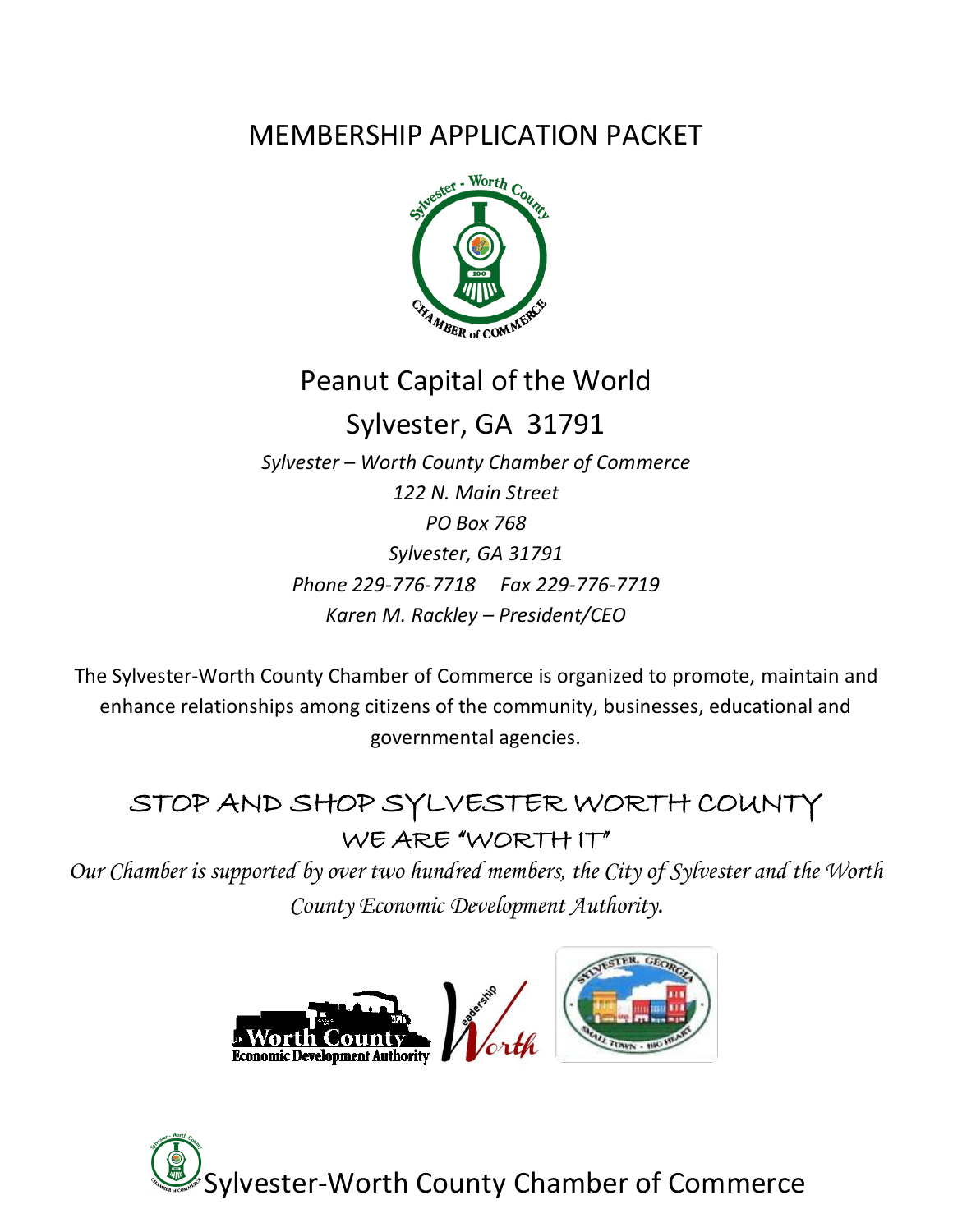# MEMBERSHIP APPLICATION PACKET

## Peanut Capital of the World

## Sylvester, GA 31791

*Sylvester – Worth County Chamber of Commerce*
*122 N. Main Street*
*PO Box 768*
*Sylvester, GA 31791*
*Phone 229-776-7718     Fax 229-776-7719*
*Karen M. Rackley – President/CEO*

The Sylvester-Worth County Chamber of Commerce is organized to promote, maintain and enhance relationships among citizens of the community, businesses, educational and governmental agencies.

## STOP AND SHOP SYLVESTER WORTH COUNTY

### WE ARE "WORTH IT"

*Our Chamber is supported by over two hundred members, the City of Sylvester and the Worth County Economic Development Authority.*

Sylvester-Worth County Chamber of Commerce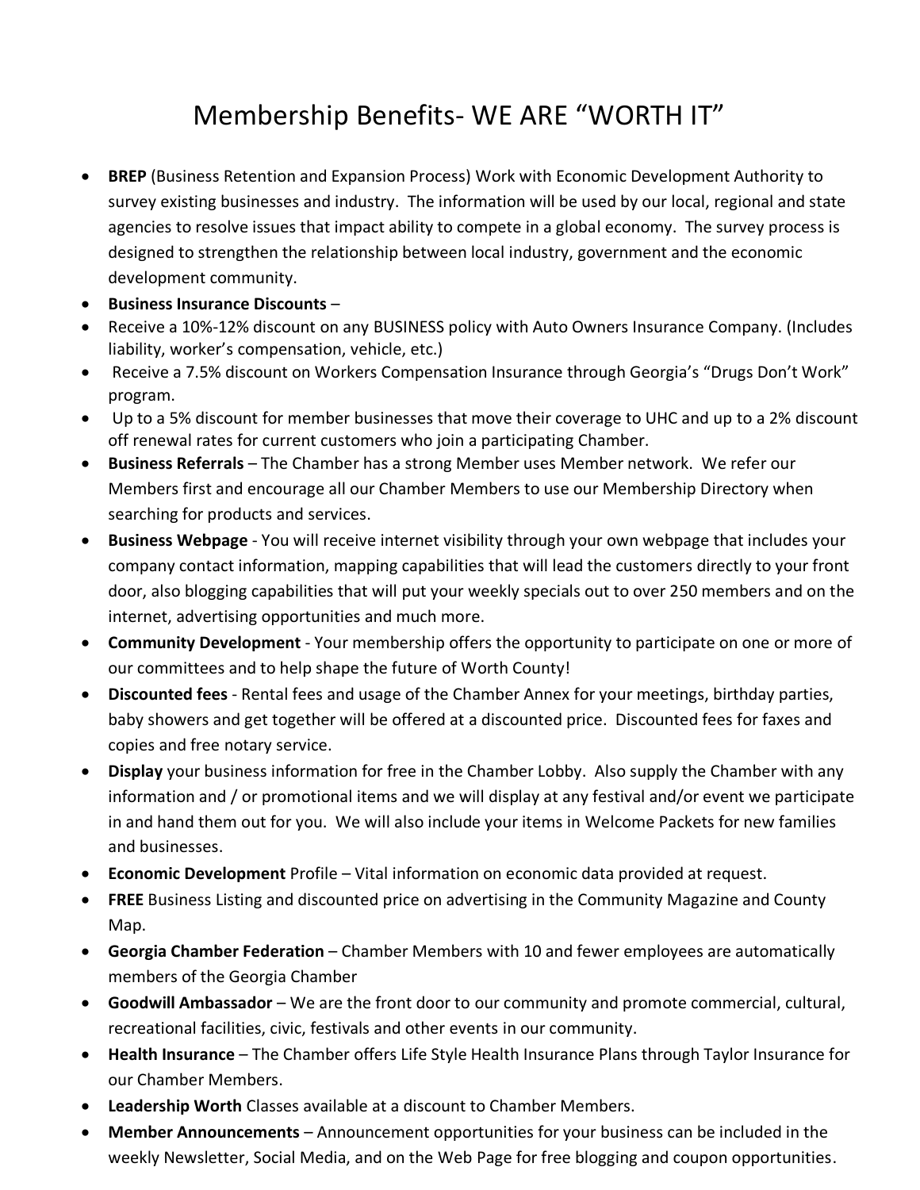# Membership Benefits- WE ARE "WORTH IT"

- **BREP** (Business Retention and Expansion Process) Work with Economic Development Authority to survey existing businesses and industry. The information will be used by our local, regional and state agencies to resolve issues that impact ability to compete in a global economy. The survey process is designed to strengthen the relationship between local industry, government and the economic development community.
- **Business Insurance Discounts** –
- Receive a 10%-12% discount on any BUSINESS policy with Auto Owners Insurance Company. (Includes liability, worker's compensation, vehicle, etc.)
- Receive a 7.5% discount on Workers Compensation Insurance through Georgia's "Drugs Don't Work" program.
- Up to a 5% discount for member businesses that move their coverage to UHC and up to a 2% discount off renewal rates for current customers who join a participating Chamber.
- **Business Referrals** – The Chamber has a strong Member uses Member network. We refer our Members first and encourage all our Chamber Members to use our Membership Directory when searching for products and services.
- **Business Webpage** - You will receive internet visibility through your own webpage that includes your company contact information, mapping capabilities that will lead the customers directly to your front door, also blogging capabilities that will put your weekly specials out to over 250 members and on the internet, advertising opportunities and much more.
- **Community Development** - Your membership offers the opportunity to participate on one or more of our committees and to help shape the future of Worth County!
- **Discounted fees** - Rental fees and usage of the Chamber Annex for your meetings, birthday parties, baby showers and get together will be offered at a discounted price. Discounted fees for faxes and copies and free notary service.
- **Display** your business information for free in the Chamber Lobby. Also supply the Chamber with any information and / or promotional items and we will display at any festival and/or event we participate in and hand them out for you. We will also include your items in Welcome Packets for new families and businesses.
- **Economic Development** Profile – Vital information on economic data provided at request.
- **FREE** Business Listing and discounted price on advertising in the Community Magazine and County Map.
- **Georgia Chamber Federation** – Chamber Members with 10 and fewer employees are automatically members of the Georgia Chamber
- **Goodwill Ambassador** – We are the front door to our community and promote commercial, cultural, recreational facilities, civic, festivals and other events in our community.
- **Health Insurance** – The Chamber offers Life Style Health Insurance Plans through Taylor Insurance for our Chamber Members.
- **Leadership Worth** Classes available at a discount to Chamber Members.
- **Member Announcements** – Announcement opportunities for your business can be included in the weekly Newsletter, Social Media, and on the Web Page for free blogging and coupon opportunities.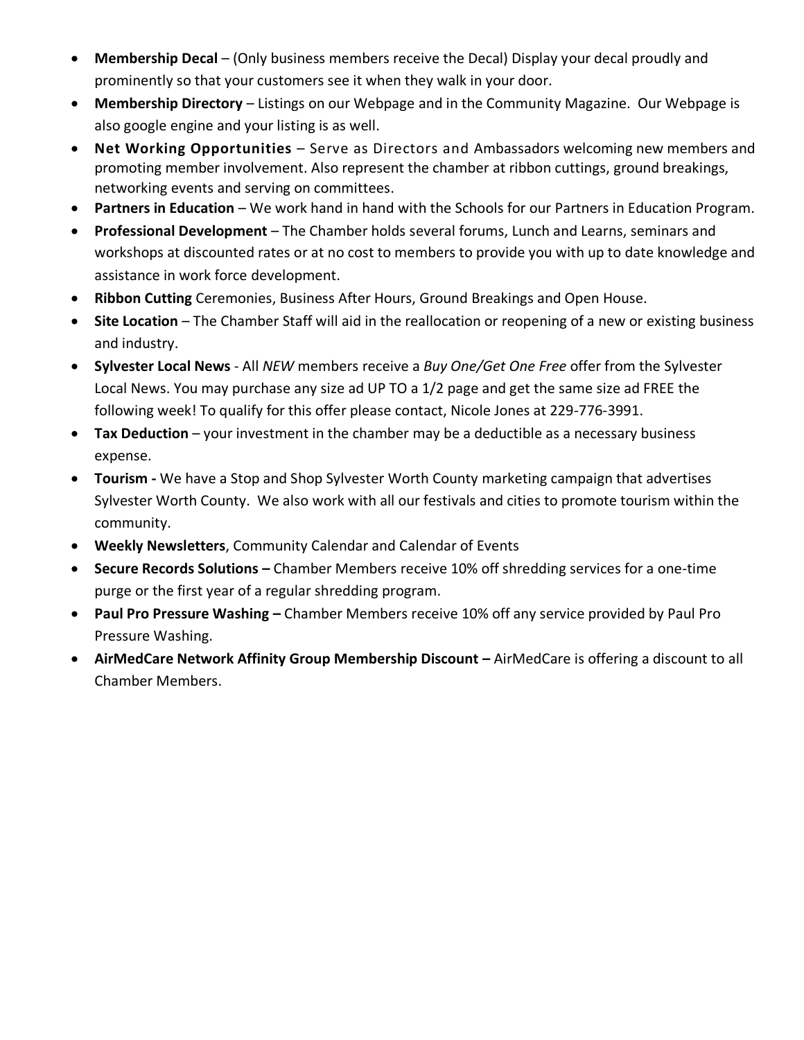- **Membership Decal** – (Only business members receive the Decal) Display your decal proudly and prominently so that your customers see it when they walk in your door.
- **Membership Directory** – Listings on our Webpage and in the Community Magazine. Our Webpage is also google engine and your listing is as well.
- **Net Working Opportunities** – Serve as Directors and Ambassadors welcoming new members and promoting member involvement. Also represent the chamber at ribbon cuttings, ground breakings, networking events and serving on committees.
- **Partners in Education** – We work hand in hand with the Schools for our Partners in Education Program.
- **Professional Development** – The Chamber holds several forums, Lunch and Learns, seminars and workshops at discounted rates or at no cost to members to provide you with up to date knowledge and assistance in work force development.
- **Ribbon Cutting** Ceremonies, Business After Hours, Ground Breakings and Open House.
- **Site Location** – The Chamber Staff will aid in the reallocation or reopening of a new or existing business and industry.
- **Sylvester Local News** - All *NEW* members receive a *Buy One/Get One Free* offer from the Sylvester Local News. You may purchase any size ad UP TO a 1/2 page and get the same size ad FREE the following week! To qualify for this offer please contact, Nicole Jones at 229-776-3991.
- **Tax Deduction** – your investment in the chamber may be a deductible as a necessary business expense.
- **Tourism -** We have a Stop and Shop Sylvester Worth County marketing campaign that advertises Sylvester Worth County. We also work with all our festivals and cities to promote tourism within the community.
- **Weekly Newsletters**, Community Calendar and Calendar of Events
- **Secure Records Solutions –** Chamber Members receive 10% off shredding services for a one-time purge or the first year of a regular shredding program.
- **Paul Pro Pressure Washing –** Chamber Members receive 10% off any service provided by Paul Pro Pressure Washing.
- **AirMedCare Network Affinity Group Membership Discount –** AirMedCare is offering a discount to all Chamber Members.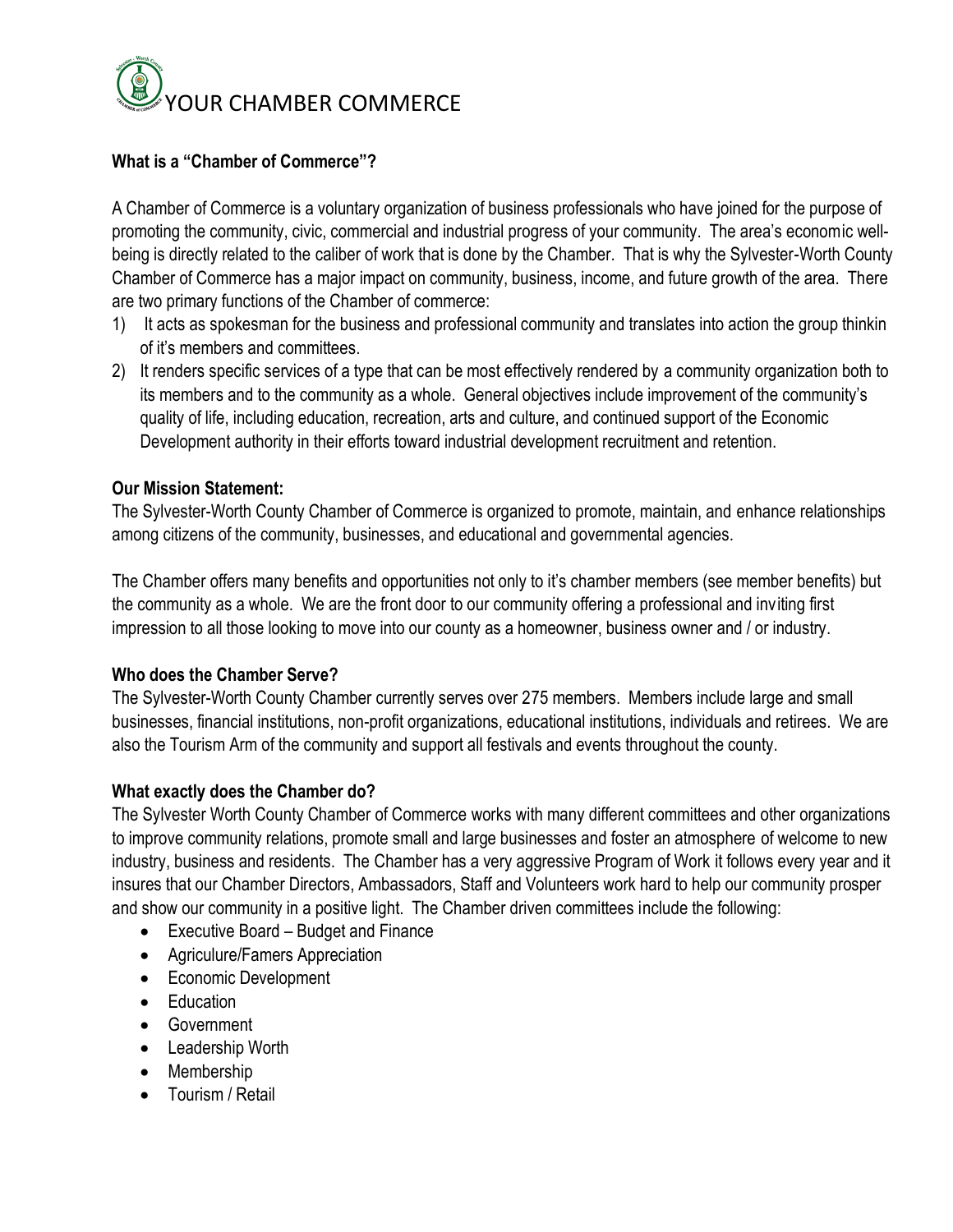# YOUR CHAMBER COMMERCE

**What is a "Chamber of Commerce"?**

A Chamber of Commerce is a voluntary organization of business professionals who have joined for the purpose of promoting the community, civic, commercial and industrial progress of your community. The area's economic well-being is directly related to the caliber of work that is done by the Chamber. That is why the Sylvester-Worth County Chamber of Commerce has a major impact on community, business, income, and future growth of the area. There are two primary functions of the Chamber of commerce:

1) It acts as spokesman for the business and professional community and translates into action the group thinkin of it's members and committees.
2) It renders specific services of a type that can be most effectively rendered by a community organization both to its members and to the community as a whole. General objectives include improvement of the community's quality of life, including education, recreation, arts and culture, and continued support of the Economic Development authority in their efforts toward industrial development recruitment and retention.

**Our Mission Statement:**

The Sylvester-Worth County Chamber of Commerce is organized to promote, maintain, and enhance relationships among citizens of the community, businesses, and educational and governmental agencies.

The Chamber offers many benefits and opportunities not only to it's chamber members (see member benefits) but the community as a whole. We are the front door to our community offering a professional and inviting first impression to all those looking to move into our county as a homeowner, business owner and / or industry.

**Who does the Chamber Serve?**

The Sylvester-Worth County Chamber currently serves over 275 members. Members include large and small businesses, financial institutions, non-profit organizations, educational institutions, individuals and retirees. We are also the Tourism Arm of the community and support all festivals and events throughout the county.

**What exactly does the Chamber do?**

The Sylvester Worth County Chamber of Commerce works with many different committees and other organizations to improve community relations, promote small and large businesses and foster an atmosphere of welcome to new industry, business and residents. The Chamber has a very aggressive Program of Work it follows every year and it insures that our Chamber Directors, Ambassadors, Staff and Volunteers work hard to help our community prosper and show our community in a positive light. The Chamber driven committees include the following:

- Executive Board – Budget and Finance
- Agriculure/Famers Appreciation
- Economic Development
- Education
- Government
- Leadership Worth
- Membership
- Tourism / Retail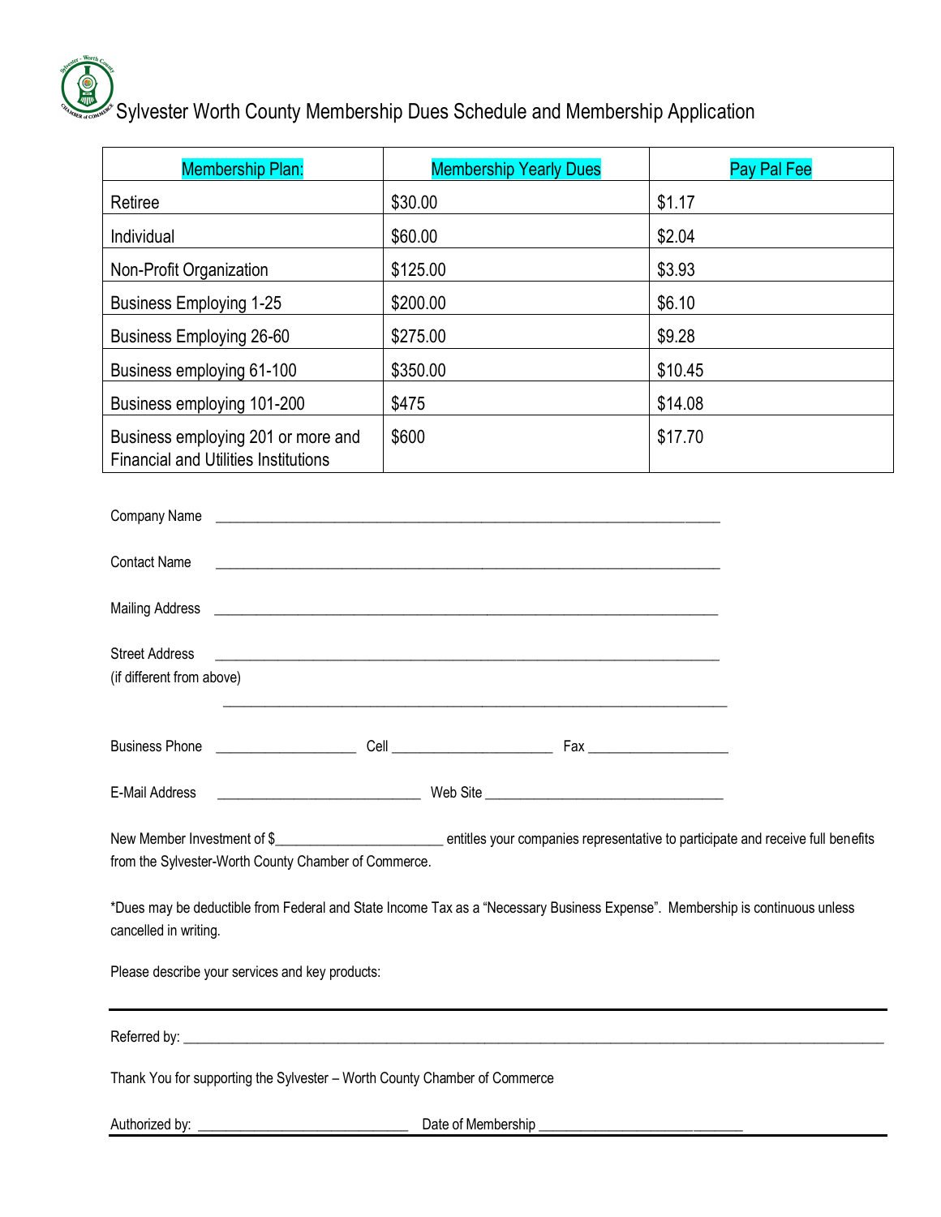# Sylvester Worth County Membership Dues Schedule and Membership Application

| Membership Plan: | Membership Yearly Dues | Pay Pal Fee |
|---|---|---|
| Retiree | $30.00 | $1.17 |
| Individual | $60.00 | $2.04 |
| Non-Profit Organization | $125.00 | $3.93 |
| Business Employing 1-25 | $200.00 | $6.10 |
| Business Employing 26-60 | $275.00 | $9.28 |
| Business employing 61-100 | $350.00 | $10.45 |
| Business employing 101-200 | $475 | $14.08 |
| Business employing 201 or more and Financial and Utilities Institutions | $600 | $17.70 |

Company Name \_\_\_\_\_\_\_\_\_\_\_\_\_\_\_\_\_\_\_\_\_\_\_\_\_\_\_\_\_\_\_\_\_\_\_\_\_\_\_\_\_\_\_\_\_\_\_\_\_\_\_\_\_\_\_\_\_\_\_\_

Contact Name \_\_\_\_\_\_\_\_\_\_\_\_\_\_\_\_\_\_\_\_\_\_\_\_\_\_\_\_\_\_\_\_\_\_\_\_\_\_\_\_\_\_\_\_\_\_\_\_\_\_\_\_\_\_\_\_\_\_\_\_

Mailing Address \_\_\_\_\_\_\_\_\_\_\_\_\_\_\_\_\_\_\_\_\_\_\_\_\_\_\_\_\_\_\_\_\_\_\_\_\_\_\_\_\_\_\_\_\_\_\_\_\_\_\_\_\_\_\_\_\_\_\_\_

Street Address \_\_\_\_\_\_\_\_\_\_\_\_\_\_\_\_\_\_\_\_\_\_\_\_\_\_\_\_\_\_\_\_\_\_\_\_\_\_\_\_\_\_\_\_\_\_\_\_\_\_\_\_\_\_\_\_\_\_\_\_
(if different from above)

\_\_\_\_\_\_\_\_\_\_\_\_\_\_\_\_\_\_\_\_\_\_\_\_\_\_\_\_\_\_\_\_\_\_\_\_\_\_\_\_\_\_\_\_\_\_\_\_\_\_\_\_\_\_\_\_\_\_\_\_

Business Phone \_\_\_\_\_\_\_\_\_\_\_\_\_\_\_\_\_\_ Cell \_\_\_\_\_\_\_\_\_\_\_\_\_\_\_\_\_\_\_\_ Fax \_\_\_\_\_\_\_\_\_\_\_\_\_\_\_\_\_\_

E-Mail Address \_\_\_\_\_\_\_\_\_\_\_\_\_\_\_\_\_\_\_\_\_\_\_\_\_\_ Web Site \_\_\_\_\_\_\_\_\_\_\_\_\_\_\_\_\_\_\_\_\_\_\_\_\_\_\_\_\_\_\_

New Member Investment of $\_\_\_\_\_\_\_\_\_\_\_\_\_\_\_\_\_\_\_\_\_\_ entitles your companies representative to participate and receive full benefits from the Sylvester-Worth County Chamber of Commerce.

*Dues may be deductible from Federal and State Income Tax as a "Necessary Business Expense". Membership is continuous unless cancelled in writing.

Please describe your services and key products:

---

Referred by: \_\_\_\_\_\_\_\_\_\_\_\_\_\_\_\_\_\_\_\_\_\_\_\_\_\_\_\_\_\_\_\_\_\_\_\_\_\_\_\_\_\_\_\_\_\_\_\_\_\_\_\_\_\_\_\_\_\_\_\_\_\_\_\_\_\_\_\_\_\_\_\_\_\_\_\_\_\_\_\_\_\_\_\_\_\_

Thank You for supporting the Sylvester – Worth County Chamber of Commerce

Authorized by: \_\_\_\_\_\_\_\_\_\_\_\_\_\_\_\_\_\_\_\_\_\_\_\_\_\_\_\_ Date of Membership \_\_\_\_\_\_\_\_\_\_\_\_\_\_\_\_\_\_\_\_\_\_\_\_\_\_\_